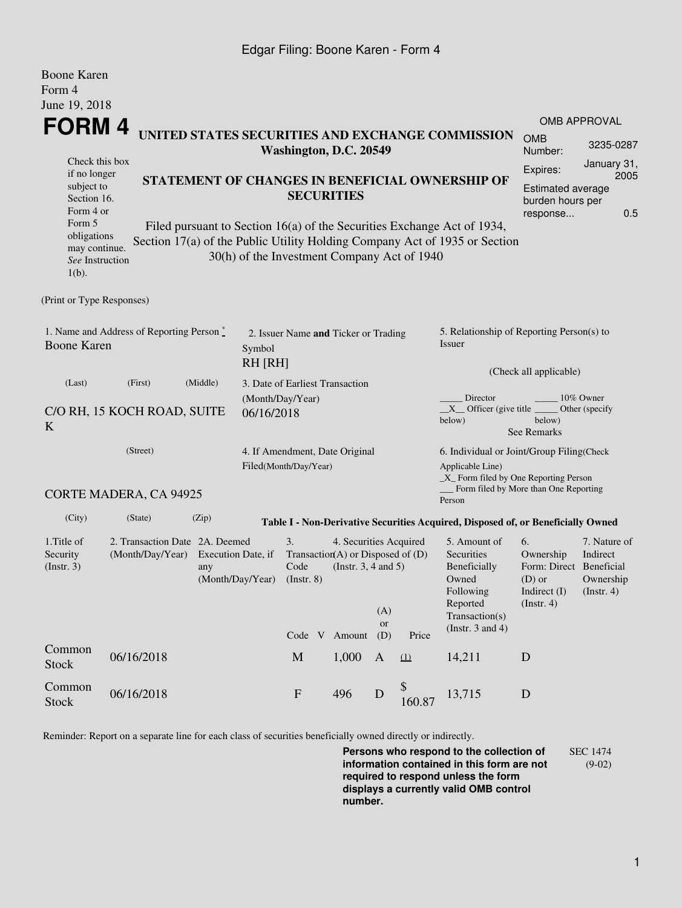Boone Karen
Form 4
June 19, 2018

# FORM 4

Check this box if no longer subject to Section 16. Form 4 or Form 5 obligations may continue. *See* Instruction 1(b).

## UNITED STATES SECURITIES AND EXCHANGE COMMISSION
**Washington, D.C. 20549**

## STATEMENT OF CHANGES IN BENEFICIAL OWNERSHIP OF SECURITIES

Filed pursuant to Section 16(a) of the Securities Exchange Act of 1934, Section 17(a) of the Public Utility Holding Company Act of 1935 or Section 30(h) of the Investment Company Act of 1940

| OMB APPROVAL | |
|---|---|
| OMB Number: | 3235-0287 |
| Expires: | January 31, 2005 |
| Estimated average burden hours per response... | 0.5 |

(Print or Type Responses)

1. Name and Address of Reporting Person *
Boone Karen

(Last) (First) (Middle)

C/O RH, 15 KOCH ROAD, SUITE K

(Street)

CORTE MADERA, CA 94925

(City) (State) (Zip)

2. Issuer Name **and** Ticker or Trading Symbol
RH [RH]

3. Date of Earliest Transaction (Month/Day/Year)
06/16/2018

4. If Amendment, Date Original Filed(Month/Day/Year)

5. Relationship of Reporting Person(s) to Issuer

(Check all applicable)

_____ Director _____ 10% Owner
__X__ Officer (give title below) _____ Other (specify below)
See Remarks

6. Individual or Joint/Group Filing(Check Applicable Line)
_X_ Form filed by One Reporting Person
___ Form filed by More than One Reporting Person

**Table I - Non-Derivative Securities Acquired, Disposed of, or Beneficially Owned**

| 1.Title of Security (Instr. 3) | 2. Transaction Date (Month/Day/Year) | 2A. Deemed Execution Date, if any (Month/Day/Year) | 3. Transaction Code (Instr. 8) | | 4. Securities Acquired (A) or Disposed of (D) (Instr. 3, 4 and 5) | | | 5. Amount of Securities Beneficially Owned Following Reported Transaction(s) (Instr. 3 and 4) | 6. Ownership Form: Direct (D) or Indirect (I) (Instr. 4) | 7. Nature of Indirect Beneficial Ownership (Instr. 4) |
|---|---|---|---|---|---|---|---|---|---|---|
| | | | Code | V | Amount | (A) or (D) | Price | | | |
| Common Stock | 06/16/2018 | | M | | 1,000 | A | (1) | 14,211 | D | |
| Common Stock | 06/16/2018 | | F | | 496 | D | $ 160.87 | 13,715 | D | |

Reminder: Report on a separate line for each class of securities beneficially owned directly or indirectly.

**Persons who respond to the collection of information contained in this form are not required to respond unless the form displays a currently valid OMB control number.**

SEC 1474 (9-02)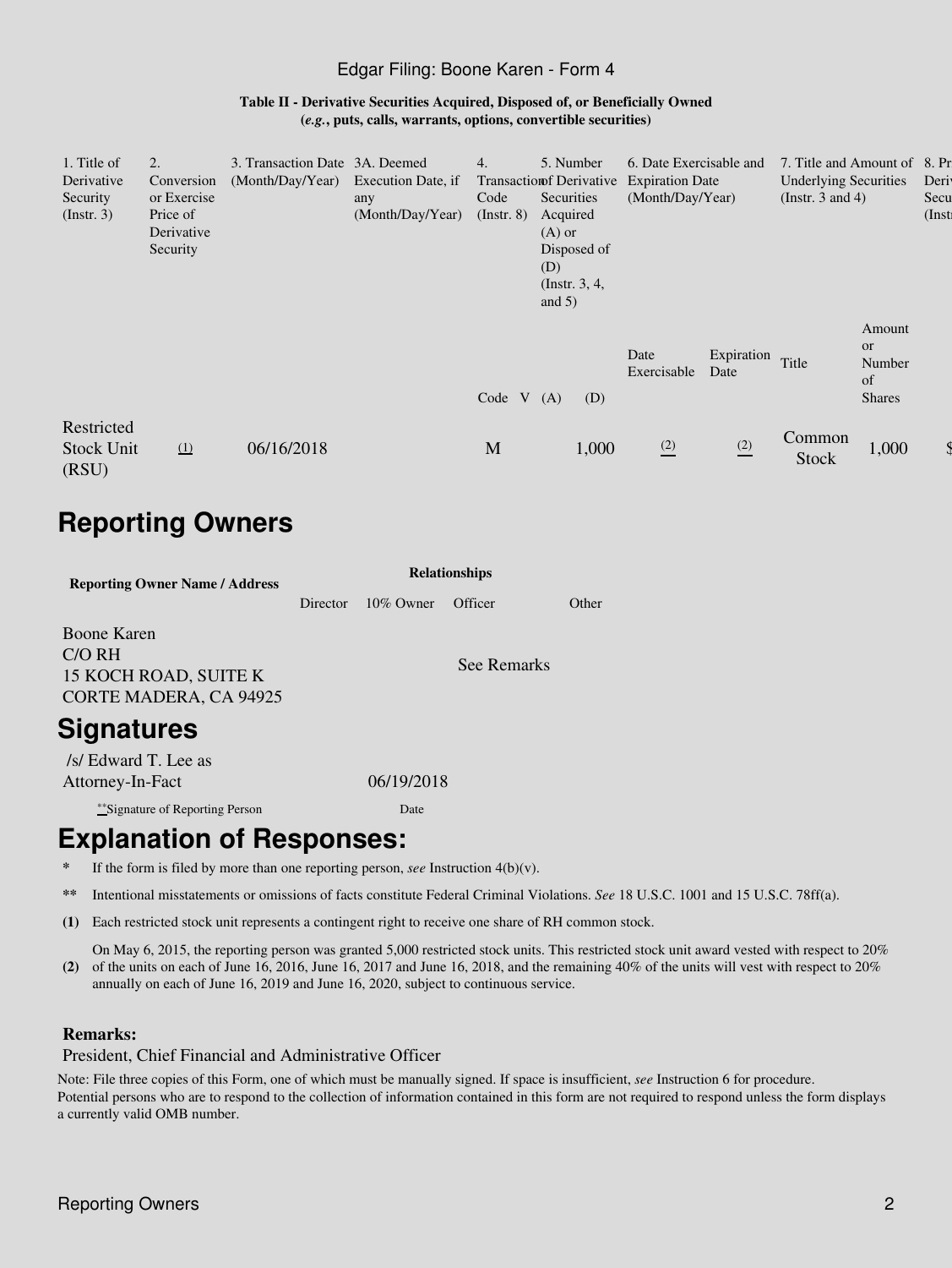Edgar Filing: Boone Karen - Form 4

**Table II - Derivative Securities Acquired, Disposed of, or Beneficially Owned**
**(*e.g.*, puts, calls, warrants, options, convertible securities)**

| 1. Title of Derivative Security (Instr. 3) | 2. Conversion or Exercise Price of Derivative Security | 3. Transaction Date (Month/Day/Year) | 3A. Deemed Execution Date, if any (Month/Day/Year) | 4. Transaction Code (Instr. 8) | | 5. Number of Derivative Securities Acquired (A) or Disposed of (D) (Instr. 3, 4, and 5) | | 6. Date Exercisable and Expiration Date (Month/Day/Year) | | 7. Title and Amount of Underlying Securities (Instr. 3 and 4) | | 8. Pr Deri Secu (Instr |
|---|---|---|---|---|---|---|---|---|---|---|---|---|
| | | | | Code | V | (A) | (D) | Date Exercisable | Expiration Date | Title | Amount or Number of Shares | |
| Restricted Stock Unit (RSU) | (1) | 06/16/2018 | | M | | | 1,000 | (2) | (2) | Common Stock | 1,000 | $ |

# Reporting Owners

| Reporting Owner Name / Address | Relationships | | | |
|---|---|---|---|---|
| | Director | 10% Owner | Officer | Other |
| Boone Karen<br>C/O RH<br>15 KOCH ROAD, SUITE K<br>CORTE MADERA, CA 94925 | | | See Remarks | |

# Signatures

| | |
|---|---|
| /s/ Edward T. Lee as Attorney-In-Fact | 06/19/2018 |
| **Signature of Reporting Person | Date |

# Explanation of Responses:

\* If the form is filed by more than one reporting person, *see* Instruction 4(b)(v).

** Intentional misstatements or omissions of facts constitute Federal Criminal Violations. *See* 18 U.S.C. 1001 and 15 U.S.C. 78ff(a).

**(1)** Each restricted stock unit represents a contingent right to receive one share of RH common stock.

**(2)** On May 6, 2015, the reporting person was granted 5,000 restricted stock units. This restricted stock unit award vested with respect to 20% of the units on each of June 16, 2016, June 16, 2017 and June 16, 2018, and the remaining 40% of the units will vest with respect to 20% annually on each of June 16, 2019 and June 16, 2020, subject to continuous service.

**Remarks:**

President, Chief Financial and Administrative Officer

Note: File three copies of this Form, one of which must be manually signed. If space is insufficient, *see* Instruction 6 for procedure.
Potential persons who are to respond to the collection of information contained in this form are not required to respond unless the form displays a currently valid OMB number.